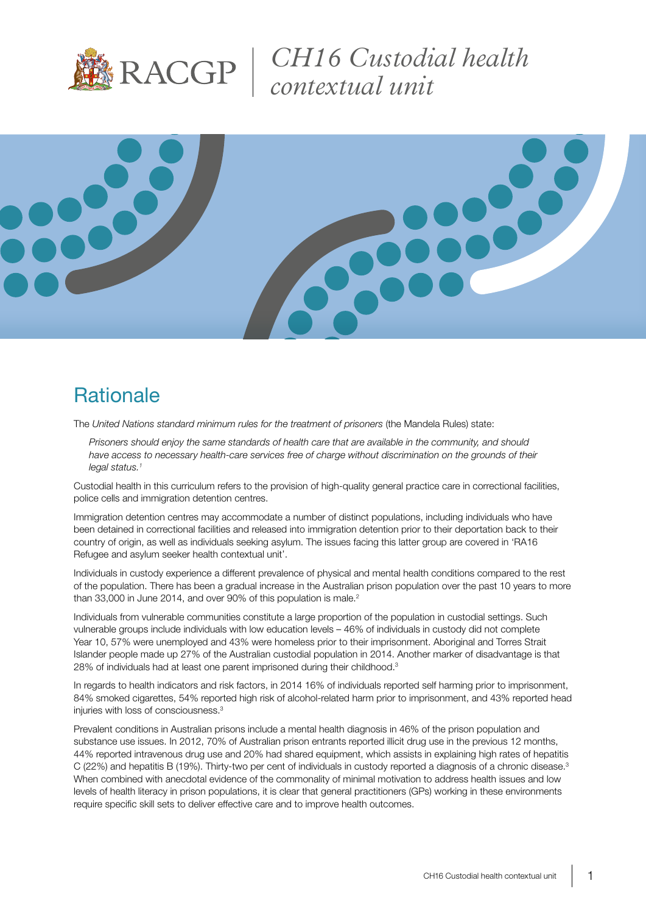# CH16 Custodial health contextual unit

## Rationale

The *United Nations standard minimum rules for the treatment of prisoners* (the Mandela Rules) state:

> *Prisoners should enjoy the same standards of health care that are available in the community, and should have access to necessary health-care services free of charge without discrimination on the grounds of their legal status.*[1]

Custodial health in this curriculum refers to the provision of high-quality general practice care in correctional facilities, police cells and immigration detention centres.

Immigration detention centres may accommodate a number of distinct populations, including individuals who have been detained in correctional facilities and released into immigration detention prior to their deportation back to their country of origin, as well as individuals seeking asylum. The issues facing this latter group are covered in 'RA16 Refugee and asylum seeker health contextual unit'.

Individuals in custody experience a different prevalence of physical and mental health conditions compared to the rest of the population. There has been a gradual increase in the Australian prison population over the past 10 years to more than 33,000 in June 2014, and over 90% of this population is male.[2]

Individuals from vulnerable communities constitute a large proportion of the population in custodial settings. Such vulnerable groups include individuals with low education levels – 46% of individuals in custody did not complete Year 10, 57% were unemployed and 43% were homeless prior to their imprisonment. Aboriginal and Torres Strait Islander people made up 27% of the Australian custodial population in 2014. Another marker of disadvantage is that 28% of individuals had at least one parent imprisoned during their childhood.[3]

In regards to health indicators and risk factors, in 2014 16% of individuals reported self harming prior to imprisonment, 84% smoked cigarettes, 54% reported high risk of alcohol-related harm prior to imprisonment, and 43% reported head injuries with loss of consciousness.[3]

Prevalent conditions in Australian prisons include a mental health diagnosis in 46% of the prison population and substance use issues. In 2012, 70% of Australian prison entrants reported illicit drug use in the previous 12 months, 44% reported intravenous drug use and 20% had shared equipment, which assists in explaining high rates of hepatitis C (22%) and hepatitis B (19%). Thirty-two per cent of individuals in custody reported a diagnosis of a chronic disease.[3] When combined with anecdotal evidence of the commonality of minimal motivation to address health issues and low levels of health literacy in prison populations, it is clear that general practitioners (GPs) working in these environments require specific skill sets to deliver effective care and to improve health outcomes.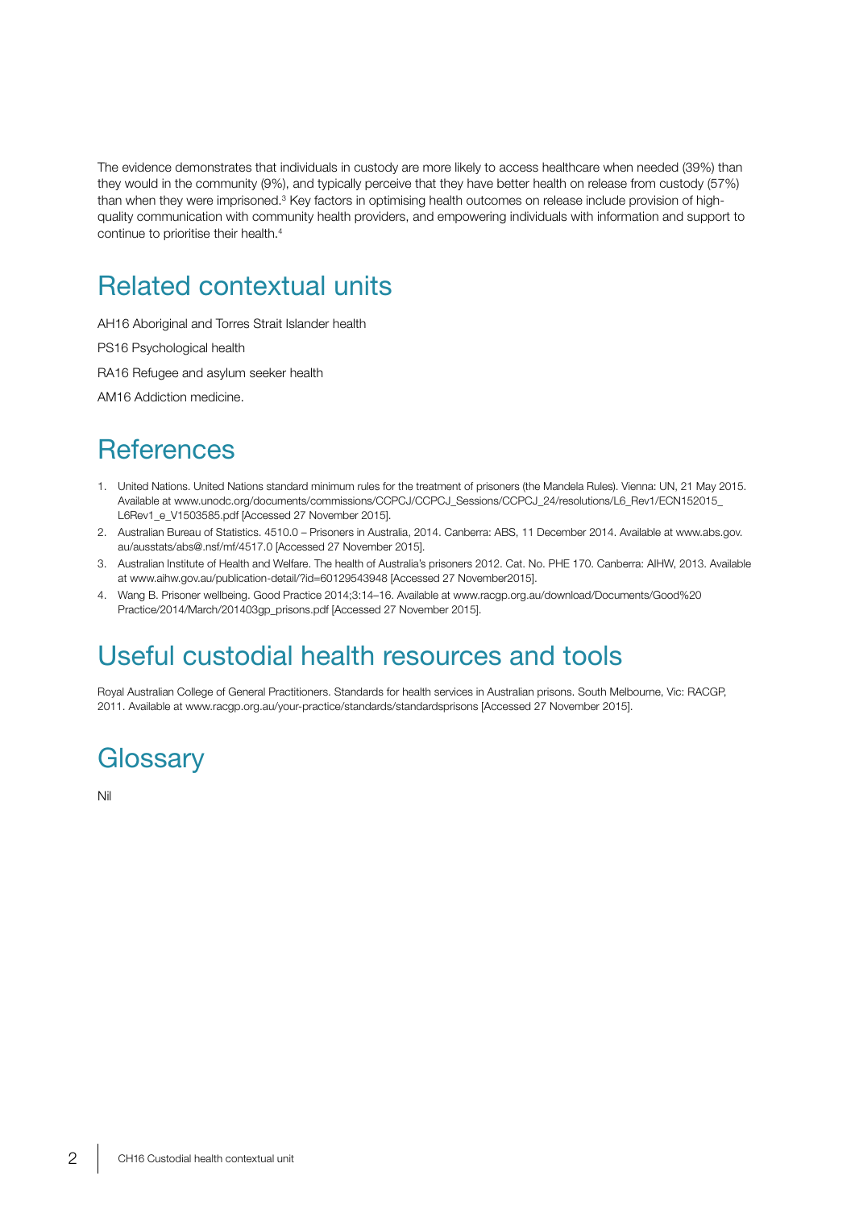The evidence demonstrates that individuals in custody are more likely to access healthcare when needed (39%) than they would in the community (9%), and typically perceive that they have better health on release from custody (57%) than when they were imprisoned.[3] Key factors in optimising health outcomes on release include provision of high-quality communication with community health providers, and empowering individuals with information and support to continue to prioritise their health.[4]

## Related contextual units

AH16 Aboriginal and Torres Strait Islander health

PS16 Psychological health

RA16 Refugee and asylum seeker health

AM16 Addiction medicine.

## References

1. United Nations. United Nations standard minimum rules for the treatment of prisoners (the Mandela Rules). Vienna: UN, 21 May 2015. Available at www.unodc.org/documents/commissions/CCPCJ/CCPCJ_Sessions/CCPCJ_24/resolutions/L6_Rev1/ECN152015_L6Rev1_e_V1503585.pdf [Accessed 27 November 2015].
2. Australian Bureau of Statistics. 4510.0 – Prisoners in Australia, 2014. Canberra: ABS, 11 December 2014. Available at www.abs.gov.au/ausstats/abs@.nsf/mf/4517.0 [Accessed 27 November 2015].
3. Australian Institute of Health and Welfare. The health of Australia's prisoners 2012. Cat. No. PHE 170. Canberra: AIHW, 2013. Available at www.aihw.gov.au/publication-detail/?id=60129543948 [Accessed 27 November2015].
4. Wang B. Prisoner wellbeing. Good Practice 2014;3:14–16. Available at www.racgp.org.au/download/Documents/Good%20Practice/2014/March/201403gp_prisons.pdf [Accessed 27 November 2015].

## Useful custodial health resources and tools

Royal Australian College of General Practitioners. Standards for health services in Australian prisons. South Melbourne, Vic: RACGP, 2011. Available at www.racgp.org.au/your-practice/standards/standardsprisons [Accessed 27 November 2015].

## Glossary

Nil